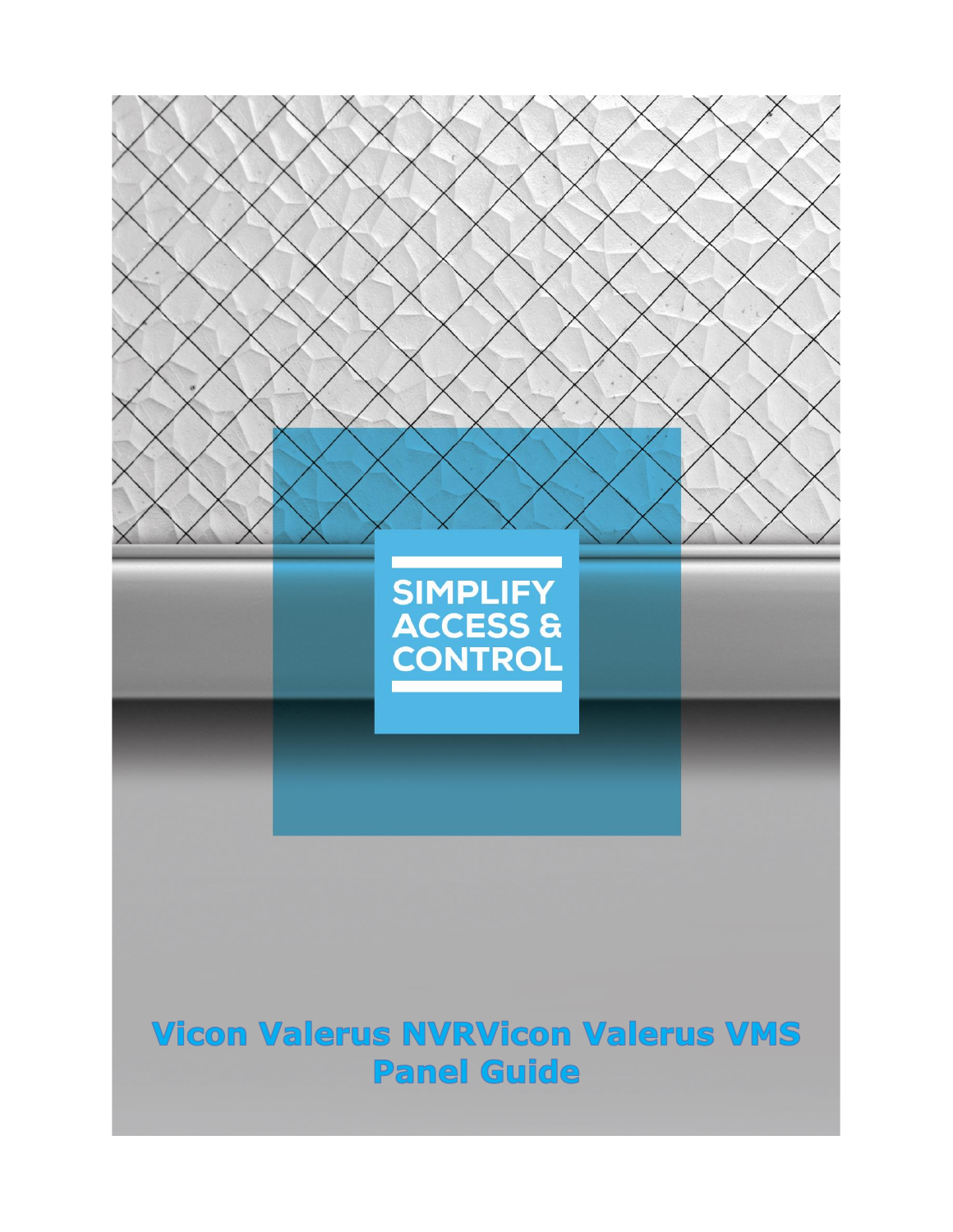SIMPLIFY ACCESS & CONTROL

# Vicon Valerus NVRVicon Valerus VMS Panel Guide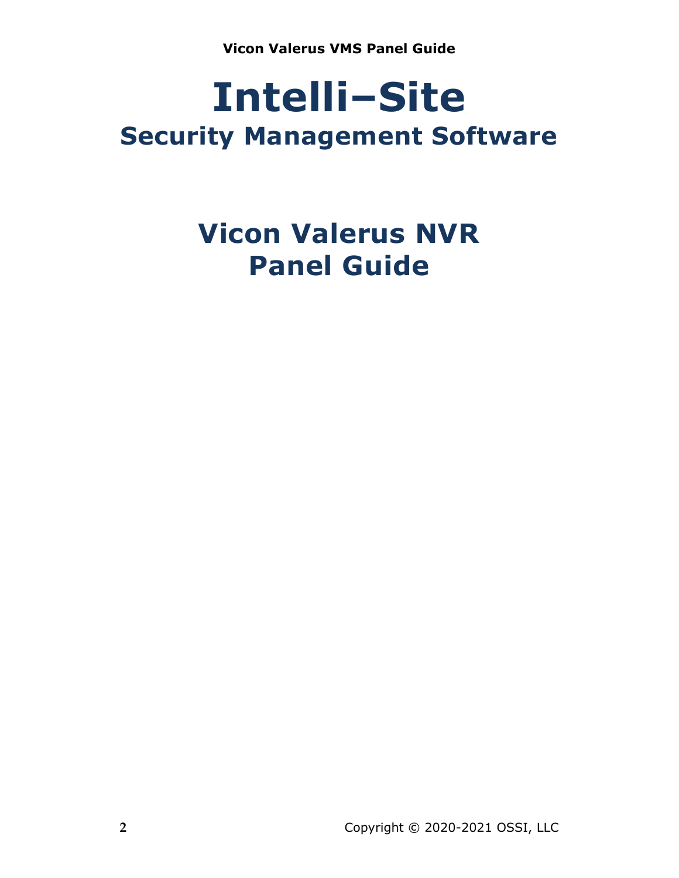# Intelli–Site

## Security Management Software

# Vicon Valerus NVR Panel Guide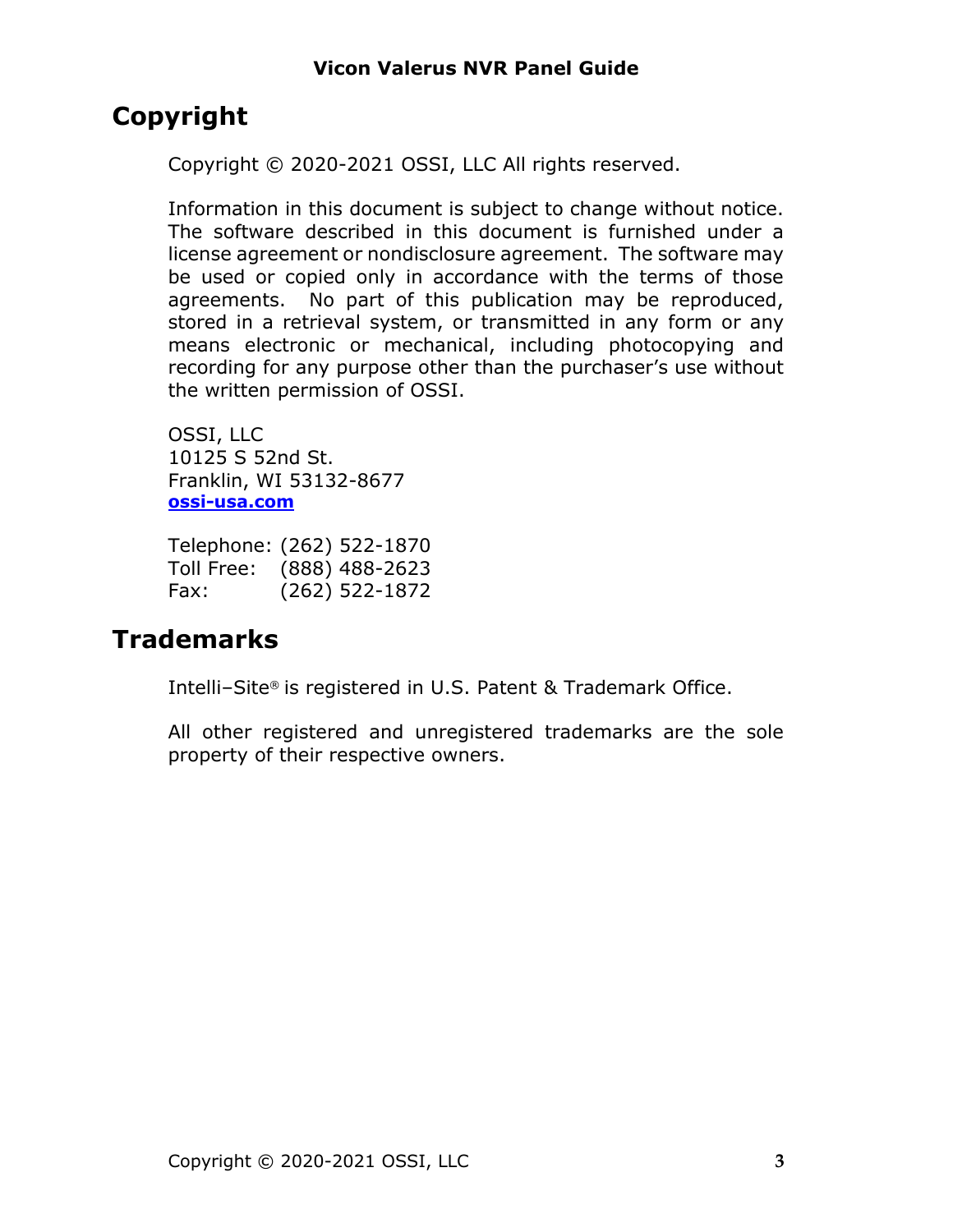# Copyright

Copyright © 2020-2021 OSSI, LLC All rights reserved.

Information in this document is subject to change without notice. The software described in this document is furnished under a license agreement or nondisclosure agreement. The software may be used or copied only in accordance with the terms of those agreements. No part of this publication may be reproduced, stored in a retrieval system, or transmitted in any form or any means electronic or mechanical, including photocopying and recording for any purpose other than the purchaser's use without the written permission of OSSI.

OSSI, LLC
10125 S 52nd St.
Franklin, WI 53132-8677
**ossi-usa.com**

Telephone: (262) 522-1870
Toll Free: (888) 488-2623
Fax: (262) 522-1872

# Trademarks

Intelli–Site® is registered in U.S. Patent & Trademark Office.

All other registered and unregistered trademarks are the sole property of their respective owners.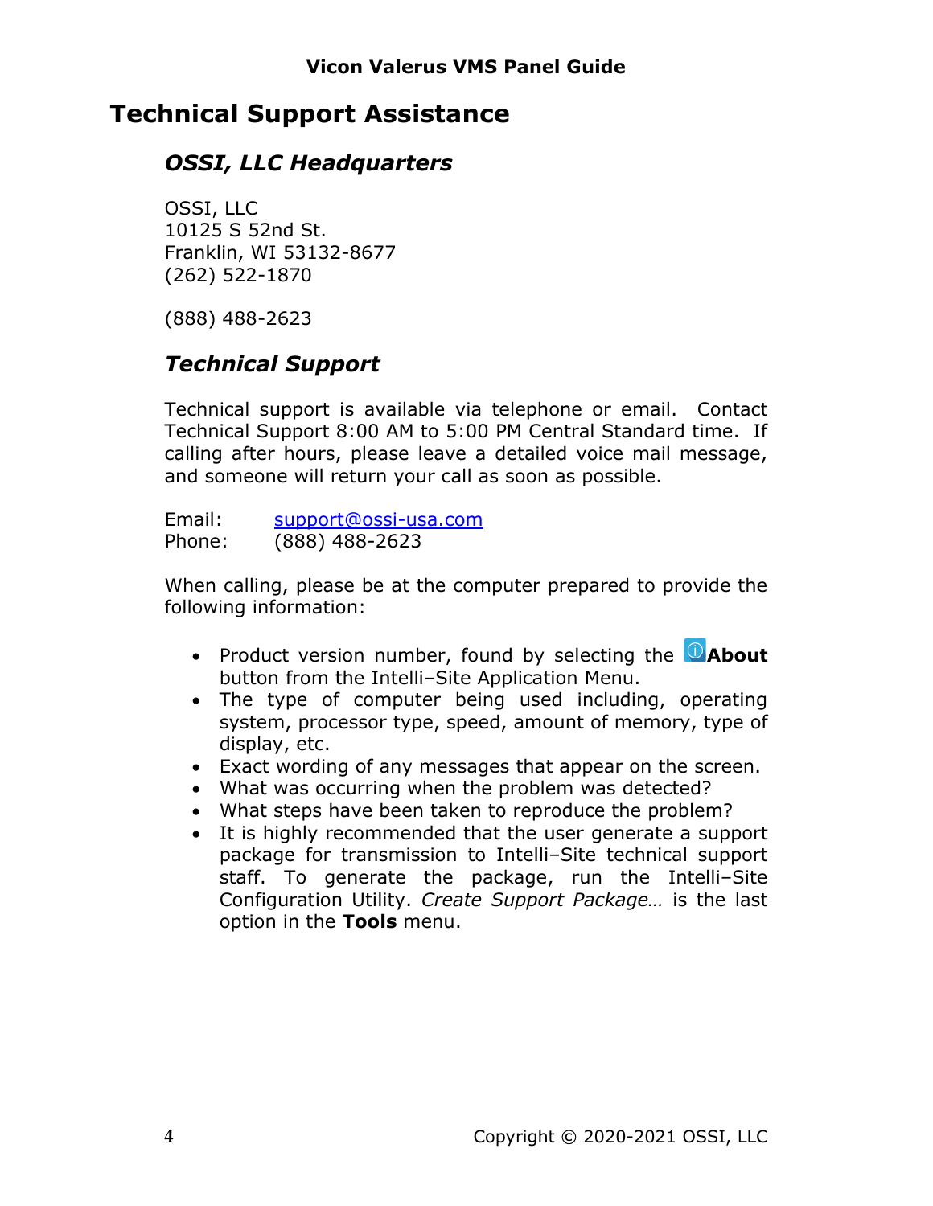# Technical Support Assistance

## *OSSI, LLC Headquarters*

OSSI, LLC
10125 S 52nd St.
Franklin, WI 53132-8677
(262) 522-1870

(888) 488-2623

## *Technical Support*

Technical support is available via telephone or email. Contact Technical Support 8:00 AM to 5:00 PM Central Standard time. If calling after hours, please leave a detailed voice mail message, and someone will return your call as soon as possible.

Email: support@ossi-usa.com
Phone: (888) 488-2623

When calling, please be at the computer prepared to provide the following information:

- Product version number, found by selecting the **About** button from the Intelli–Site Application Menu.
- The type of computer being used including, operating system, processor type, speed, amount of memory, type of display, etc.
- Exact wording of any messages that appear on the screen.
- What was occurring when the problem was detected?
- What steps have been taken to reproduce the problem?
- It is highly recommended that the user generate a support package for transmission to Intelli–Site technical support staff. To generate the package, run the Intelli–Site Configuration Utility. *Create Support Package…* is the last option in the **Tools** menu.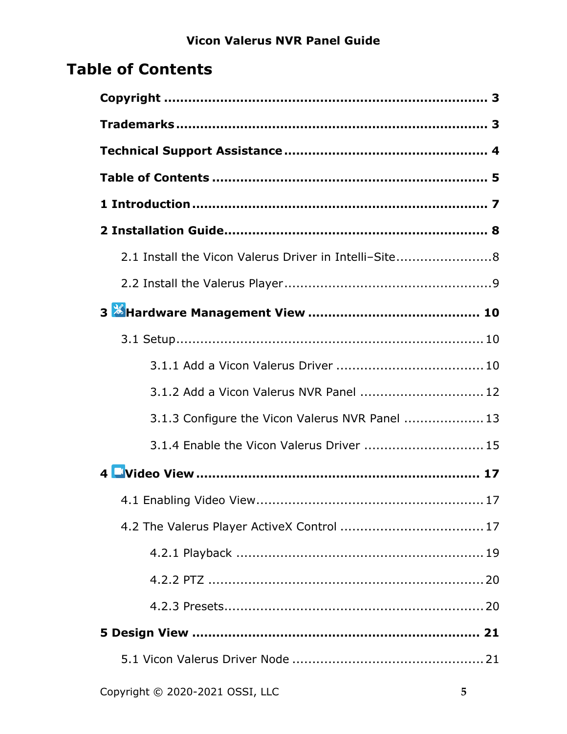# Table of Contents

**Copyright** .................................................................................. **3**

**Trademarks** ................................................................................ **3**

**Technical Support Assistance** .................................................... **4**

**Table of Contents** ........................................................................ **5**

**1 Introduction** .............................................................................. **7**

**2 Installation Guide** ....................................................................... **8**

- 2.1 Install the Vicon Valerus Driver in Intelli–Site ........................ 8
- 2.2 Install the Valerus Player ....................................................... 9

**3 Hardware Management View** ...................................................... **10**

- 3.1 Setup .................................................................................... 10
  - 3.1.1 Add a Vicon Valerus Driver ................................................ 10
  - 3.1.2 Add a Vicon Valerus NVR Panel .......................................... 12
  - 3.1.3 Configure the Vicon Valerus NVR Panel .............................. 13
  - 3.1.4 Enable the Vicon Valerus Driver .......................................... 15

**4 Video View** ................................................................................. **17**

- 4.1 Enabling Video View ............................................................... 17
- 4.2 The Valerus Player ActiveX Control ........................................ 17
  - 4.2.1 Playback ............................................................................ 19
  - 4.2.2 PTZ .................................................................................... 20
  - 4.2.3 Presets ............................................................................... 20

**5 Design View** ............................................................................... **21**

- 5.1 Vicon Valerus Driver Node ..................................................... 21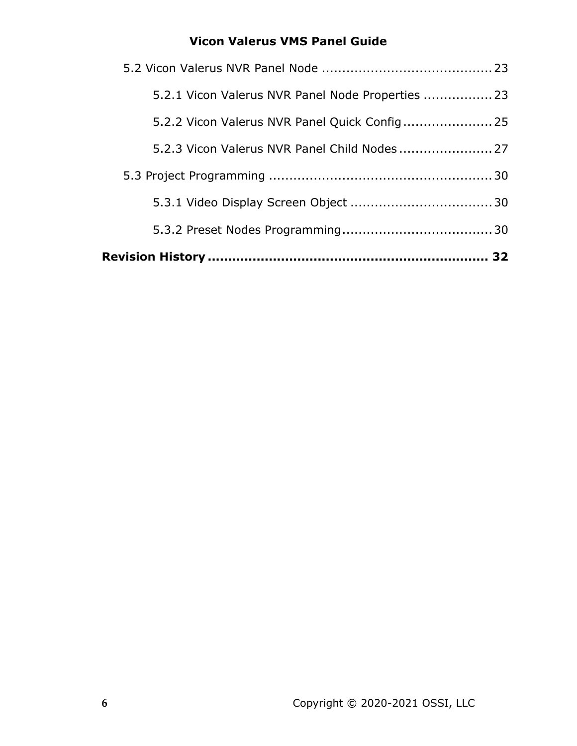5.2 Vicon Valerus NVR Panel Node .......................................... 23

5.2.1 Vicon Valerus NVR Panel Node Properties ................. 23

5.2.2 Vicon Valerus NVR Panel Quick Config ...................... 25

5.2.3 Vicon Valerus NVR Panel Child Nodes ....................... 27

5.3 Project Programming ....................................................... 30

5.3.1 Video Display Screen Object ................................... 30

5.3.2 Preset Nodes Programming..................................... 30

**Revision History .................................................................. 32**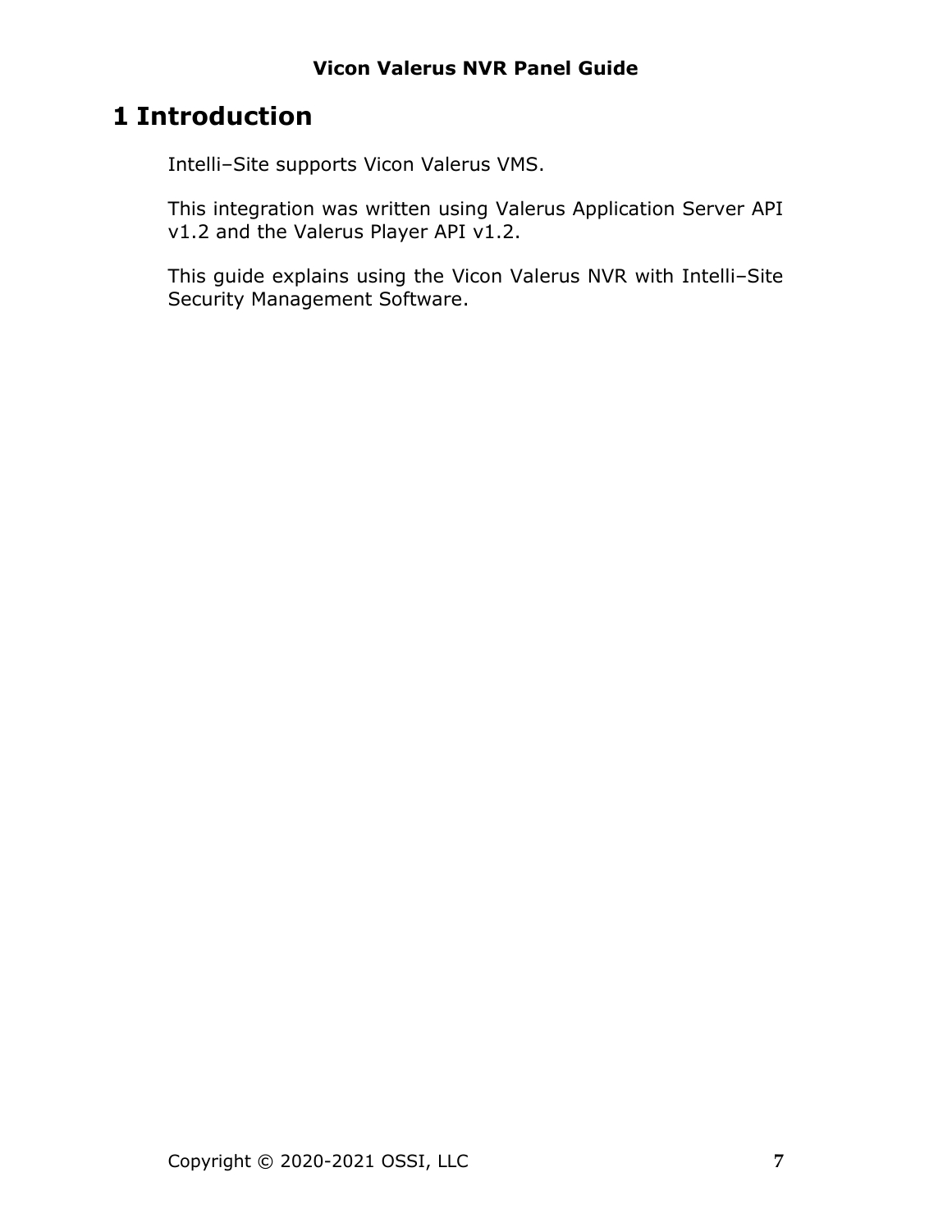# 1 Introduction

Intelli–Site supports Vicon Valerus VMS.

This integration was written using Valerus Application Server API v1.2 and the Valerus Player API v1.2.

This guide explains using the Vicon Valerus NVR with Intelli–Site Security Management Software.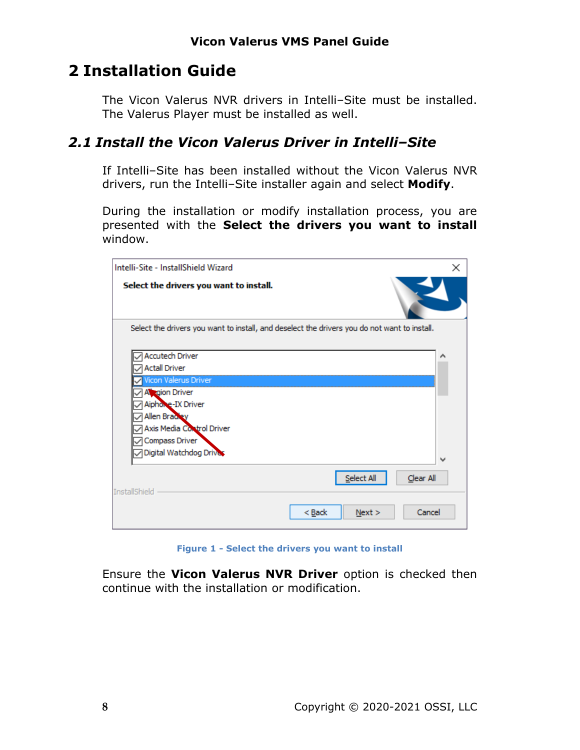# 2 Installation Guide

The Vicon Valerus NVR drivers in Intelli–Site must be installed. The Valerus Player must be installed as well.

## 2.1 Install the Vicon Valerus Driver in Intelli–Site

If Intelli–Site has been installed without the Vicon Valerus NVR drivers, run the Intelli–Site installer again and select **Modify**.

During the installation or modify installation process, you are presented with the **Select the drivers you want to install** window.

Figure 1 - Select the drivers you want to install

Ensure the **Vicon Valerus NVR Driver** option is checked then continue with the installation or modification.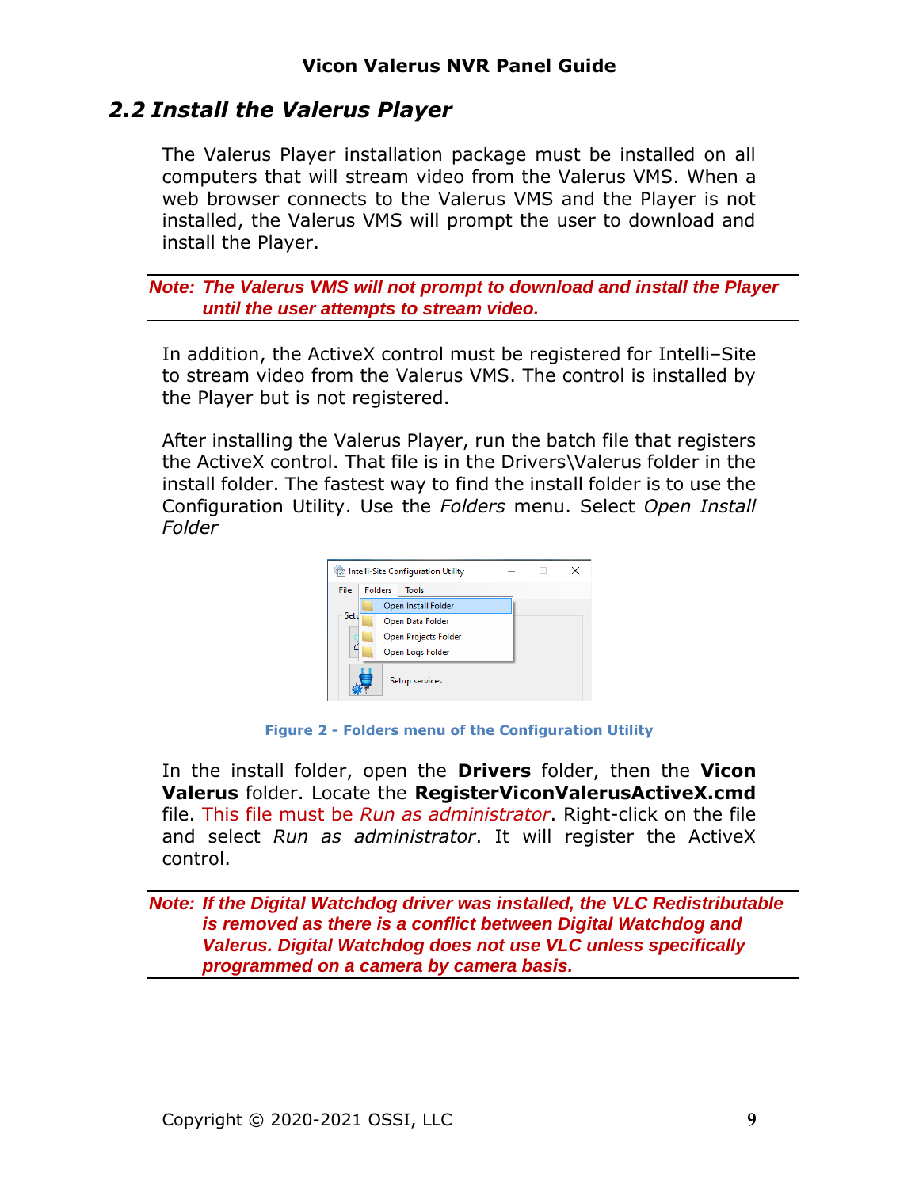## 2.2 Install the Valerus Player

The Valerus Player installation package must be installed on all computers that will stream video from the Valerus VMS. When a web browser connects to the Valerus VMS and the Player is not installed, the Valerus VMS will prompt the user to download and install the Player.

***Note: The Valerus VMS will not prompt to download and install the Player until the user attempts to stream video.***

In addition, the ActiveX control must be registered for Intelli–Site to stream video from the Valerus VMS. The control is installed by the Player but is not registered.

After installing the Valerus Player, run the batch file that registers the ActiveX control. That file is in the Drivers\Valerus folder in the install folder. The fastest way to find the install folder is to use the Configuration Utility. Use the *Folders* menu. Select *Open Install Folder*

**Figure 2 - Folders menu of the Configuration Utility**

In the install folder, open the **Drivers** folder, then the **Vicon Valerus** folder. Locate the **RegisterViconValerusActiveX.cmd** file. This file must be *Run as administrator*. Right-click on the file and select *Run as administrator*. It will register the ActiveX control.

***Note: If the Digital Watchdog driver was installed, the VLC Redistributable is removed as there is a conflict between Digital Watchdog and Valerus. Digital Watchdog does not use VLC unless specifically programmed on a camera by camera basis.***

Copyright © 2020-2021 OSSI, LLC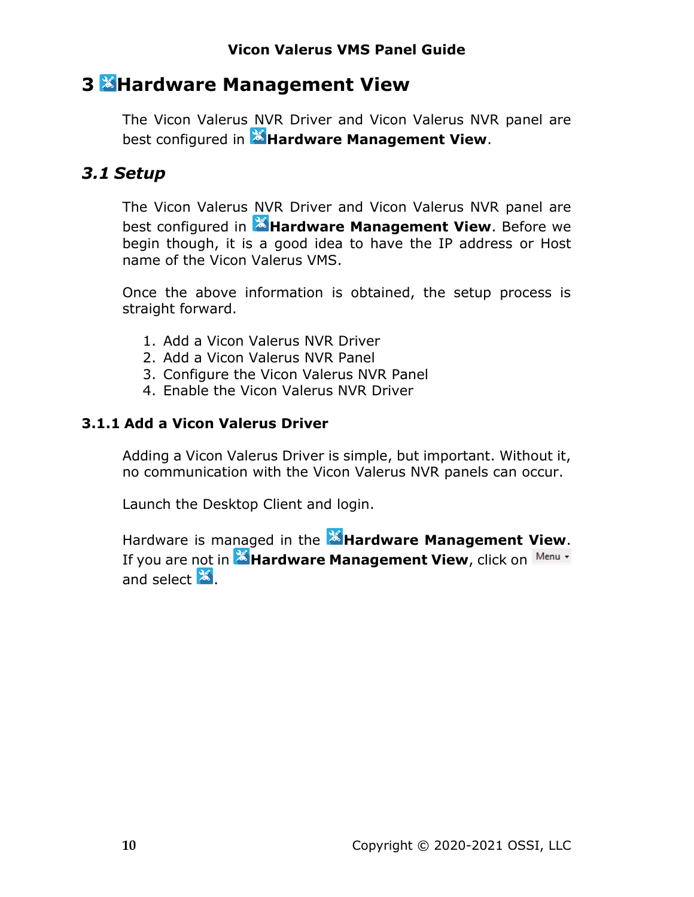# 3 Hardware Management View

The Vicon Valerus NVR Driver and Vicon Valerus NVR panel are best configured in **Hardware Management View**.

## *3.1 Setup*

The Vicon Valerus NVR Driver and Vicon Valerus NVR panel are best configured in **Hardware Management View**. Before we begin though, it is a good idea to have the IP address or Host name of the Vicon Valerus VMS.

Once the above information is obtained, the setup process is straight forward.

1. Add a Vicon Valerus NVR Driver
2. Add a Vicon Valerus NVR Panel
3. Configure the Vicon Valerus NVR Panel
4. Enable the Vicon Valerus NVR Driver

### 3.1.1 Add a Vicon Valerus Driver

Adding a Vicon Valerus Driver is simple, but important. Without it, no communication with the Vicon Valerus NVR panels can occur.

Launch the Desktop Client and login.

Hardware is managed in the **Hardware Management View**. If you are not in **Hardware Management View**, click on Menu and select .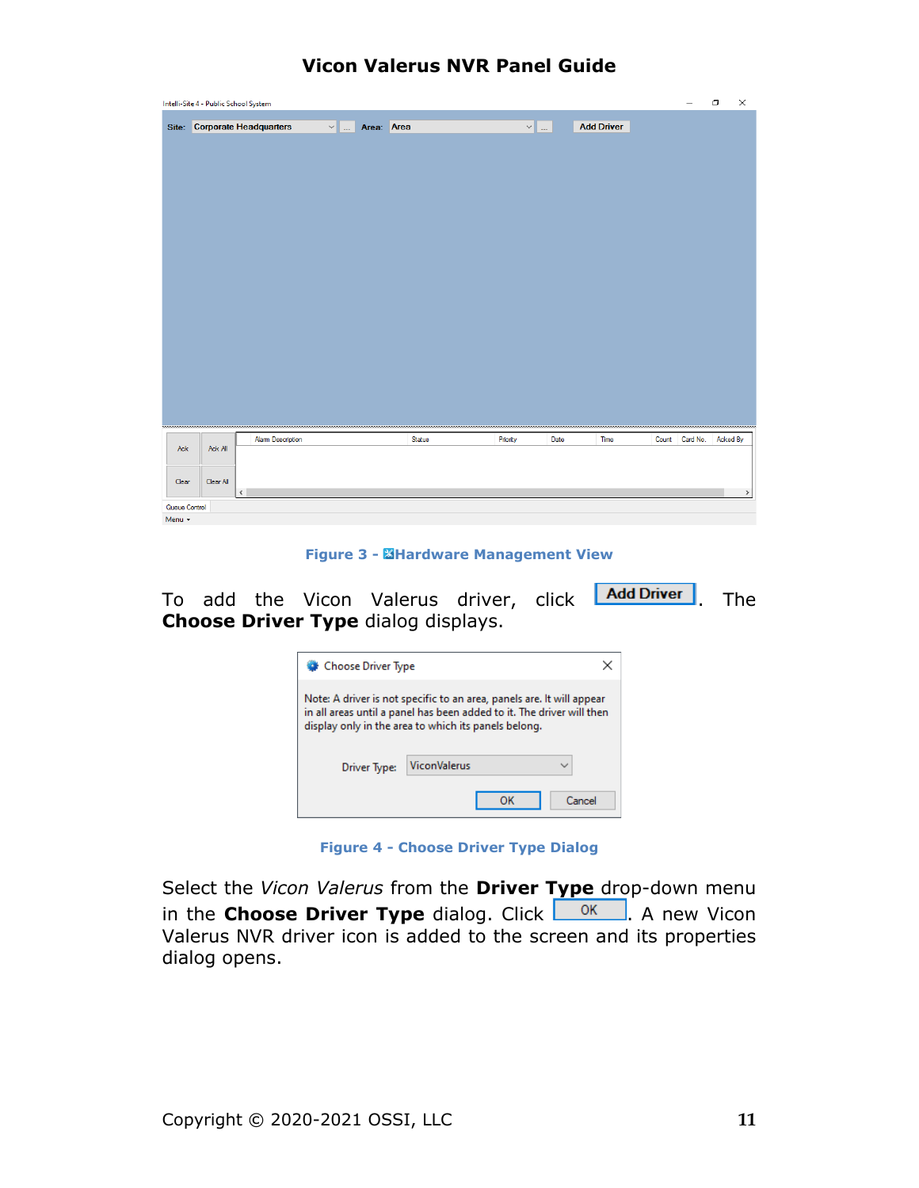Figure 3 - Hardware Management View

To add the Vicon Valerus driver, click **Add Driver**. The **Choose Driver Type** dialog displays.

Figure 4 - Choose Driver Type Dialog

Select the *Vicon Valerus* from the **Driver Type** drop-down menu in the **Choose Driver Type** dialog. Click **OK**. A new Vicon Valerus NVR driver icon is added to the screen and its properties dialog opens.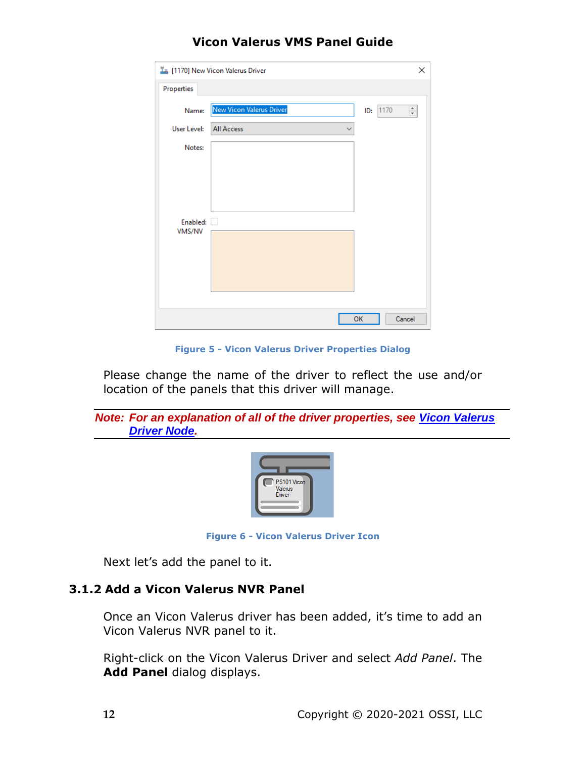Figure 5 - Vicon Valerus Driver Properties Dialog

Please change the name of the driver to reflect the use and/or location of the panels that this driver will manage.

*Note: For an explanation of all of the driver properties, see Vicon Valerus Driver Node.*

Figure 6 - Vicon Valerus Driver Icon

Next let's add the panel to it.

### 3.1.2 Add a Vicon Valerus NVR Panel

Once an Vicon Valerus driver has been added, it's time to add an Vicon Valerus NVR panel to it.

Right-click on the Vicon Valerus Driver and select *Add Panel*. The **Add Panel** dialog displays.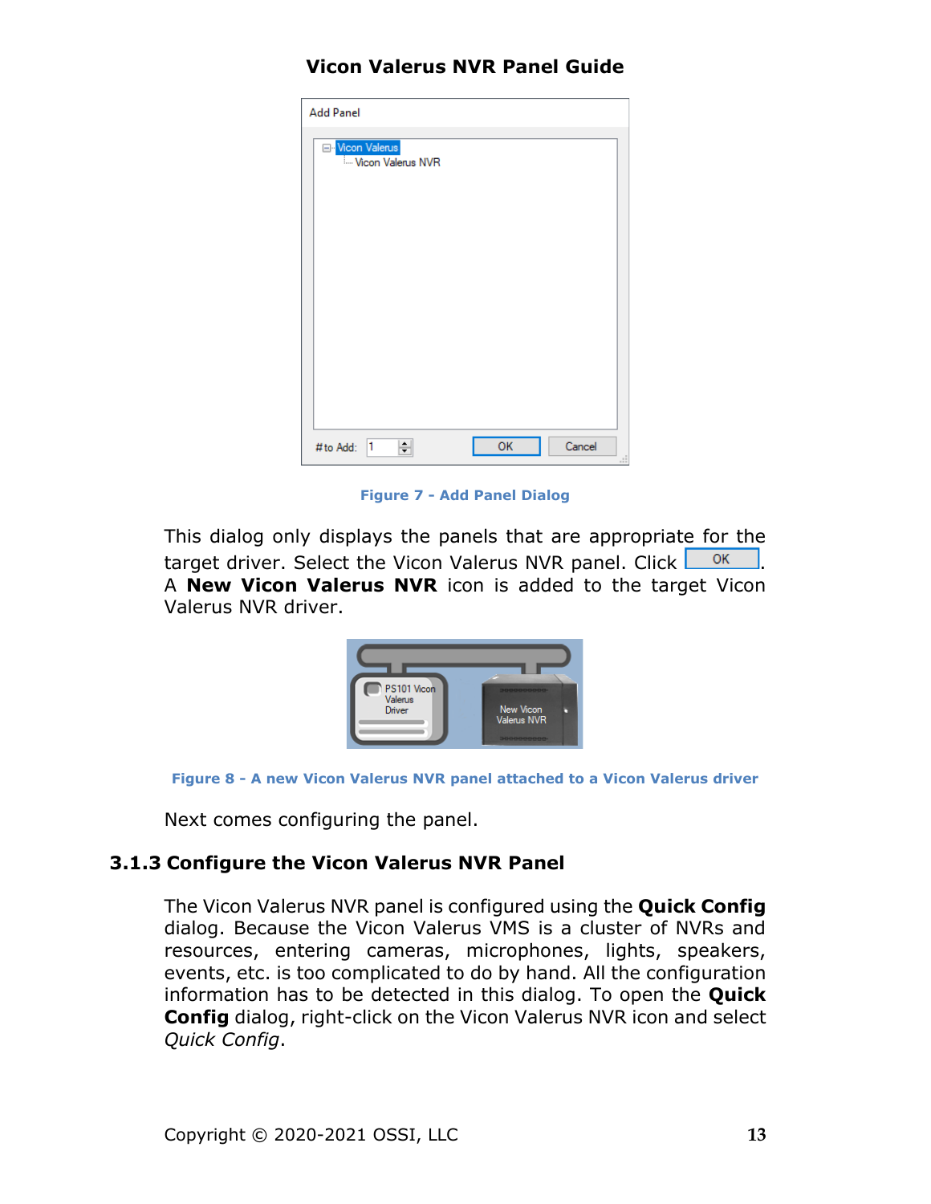Figure 7 - Add Panel Dialog

This dialog only displays the panels that are appropriate for the target driver. Select the Vicon Valerus NVR panel. Click OK. A **New Vicon Valerus NVR** icon is added to the target Vicon Valerus NVR driver.

Figure 8 - A new Vicon Valerus NVR panel attached to a Vicon Valerus driver

Next comes configuring the panel.

### 3.1.3 Configure the Vicon Valerus NVR Panel

The Vicon Valerus NVR panel is configured using the **Quick Config** dialog. Because the Vicon Valerus VMS is a cluster of NVRs and resources, entering cameras, microphones, lights, speakers, events, etc. is too complicated to do by hand. All the configuration information has to be detected in this dialog. To open the **Quick Config** dialog, right-click on the Vicon Valerus NVR icon and select *Quick Config*.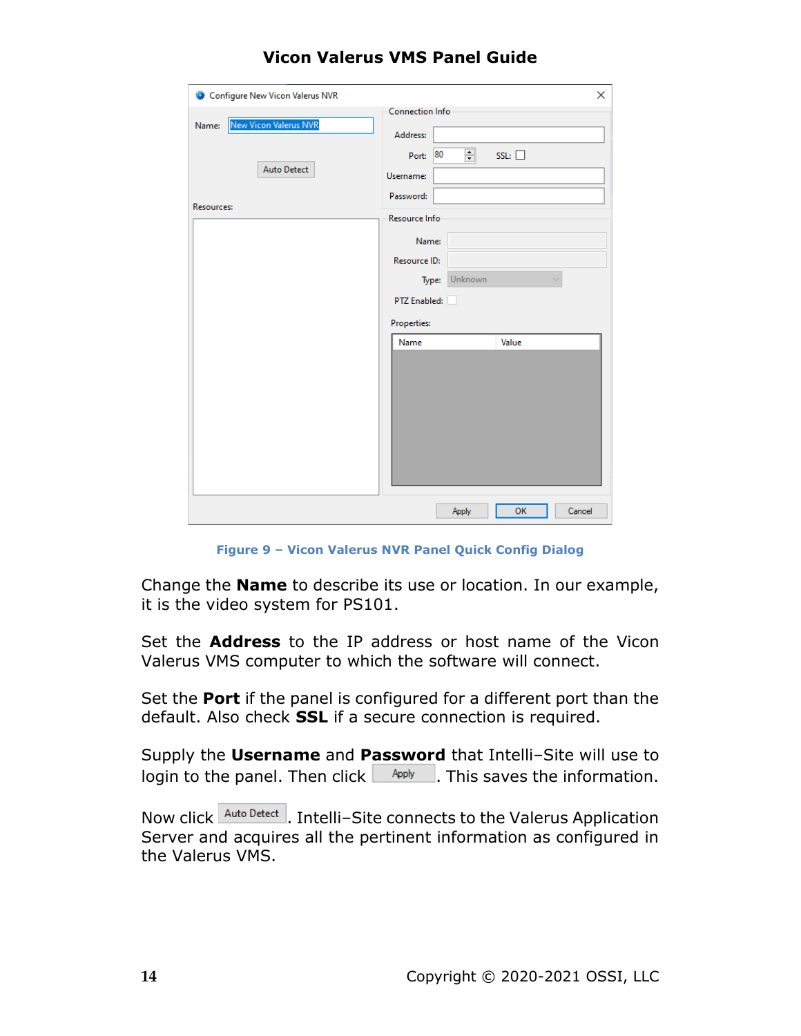Figure 9 – Vicon Valerus NVR Panel Quick Config Dialog

Change the **Name** to describe its use or location. In our example, it is the video system for PS101.

Set the **Address** to the IP address or host name of the Vicon Valerus VMS computer to which the software will connect.

Set the **Port** if the panel is configured for a different port than the default. Also check **SSL** if a secure connection is required.

Supply the **Username** and **Password** that Intelli–Site will use to login to the panel. Then click Apply. This saves the information.

Now click Auto Detect. Intelli–Site connects to the Valerus Application Server and acquires all the pertinent information as configured in the Valerus VMS.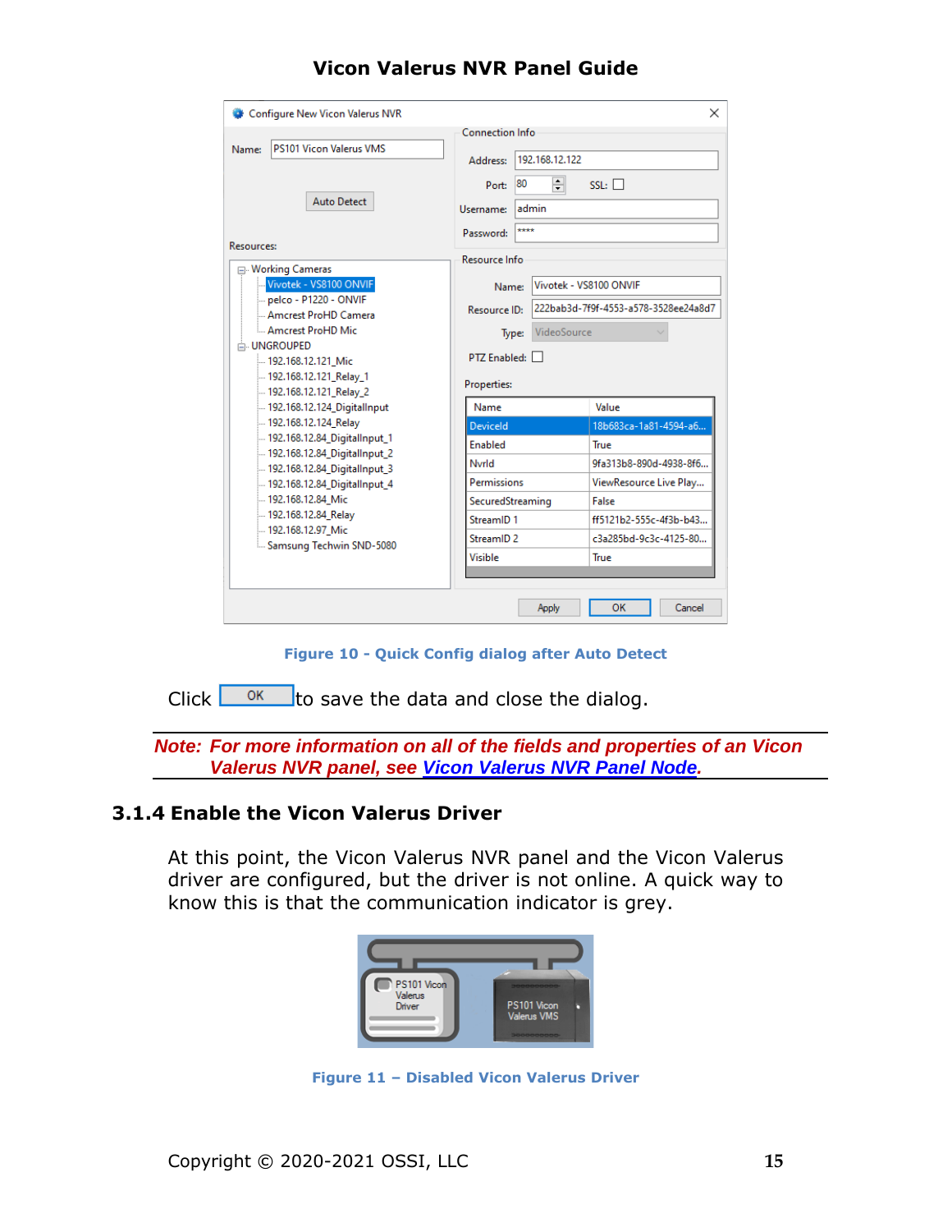Figure 10 - Quick Config dialog after Auto Detect

Click OK to save the data and close the dialog.

***Note: For more information on all of the fields and properties of an Vicon Valerus NVR panel, see Vicon Valerus NVR Panel Node.***

### 3.1.4 Enable the Vicon Valerus Driver

At this point, the Vicon Valerus NVR panel and the Vicon Valerus driver are configured, but the driver is not online. A quick way to know this is that the communication indicator is grey.

Figure 11 – Disabled Vicon Valerus Driver

Copyright © 2020-2021 OSSI, LLC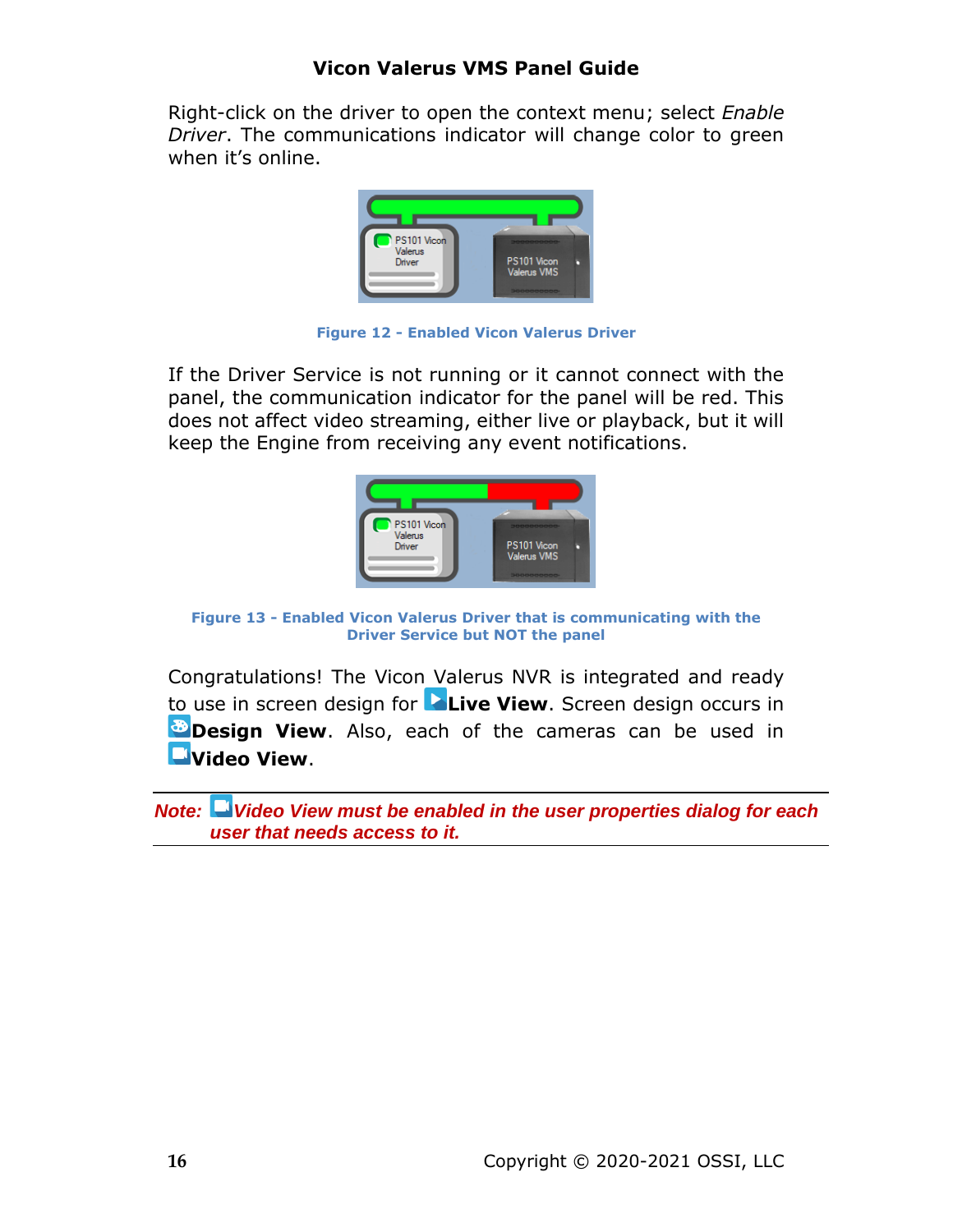Right-click on the driver to open the context menu; select *Enable Driver*. The communications indicator will change color to green when it's online.

**Figure 12 - Enabled Vicon Valerus Driver**

If the Driver Service is not running or it cannot connect with the panel, the communication indicator for the panel will be red. This does not affect video streaming, either live or playback, but it will keep the Engine from receiving any event notifications.

**Figure 13 - Enabled Vicon Valerus Driver that is communicating with the Driver Service but NOT the panel**

Congratulations! The Vicon Valerus NVR is integrated and ready to use in screen design for **Live View**. Screen design occurs in **Design View**. Also, each of the cameras can be used in **Video View**.

***Note:*** ***Video View must be enabled in the user properties dialog for each user that needs access to it.***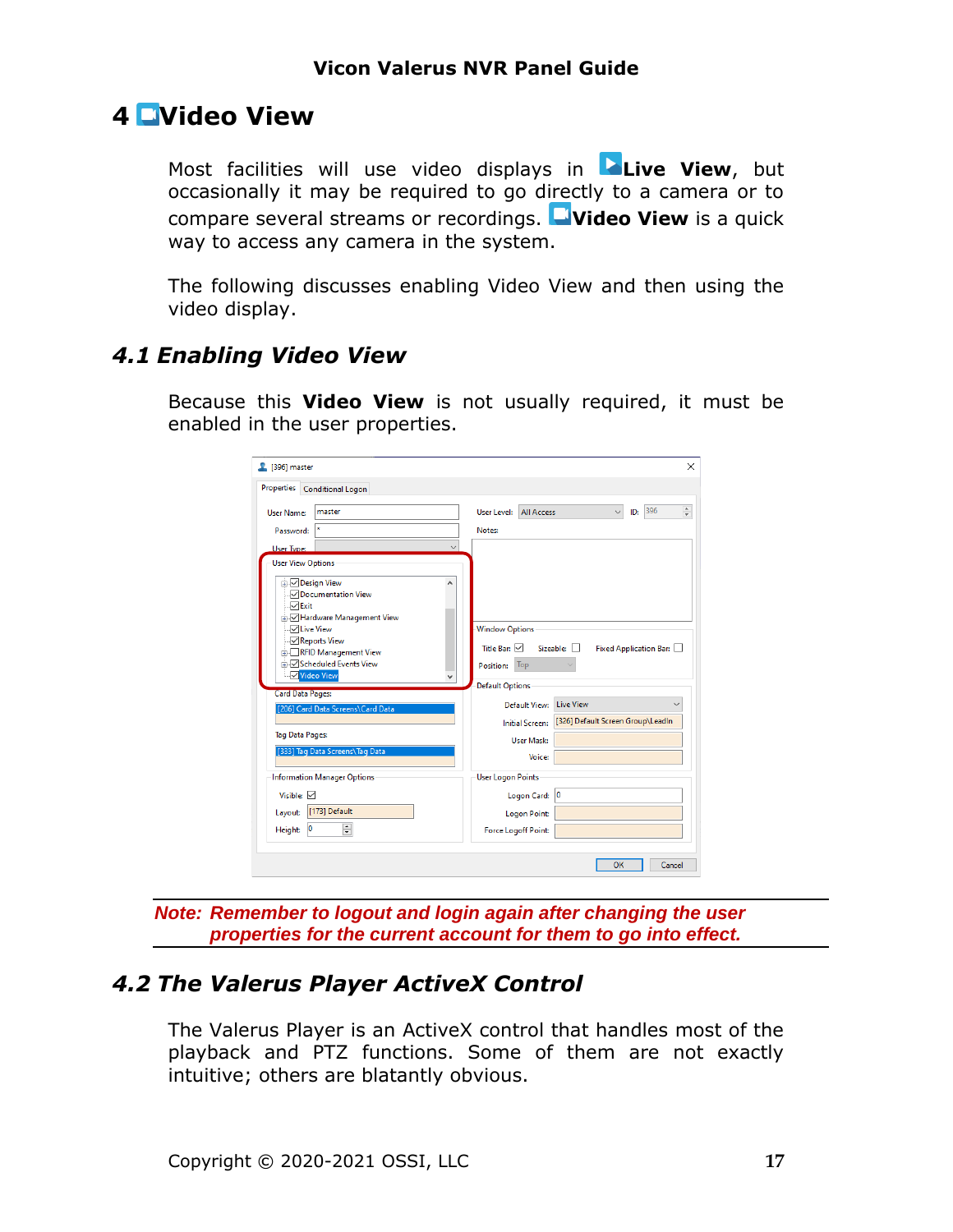# 4 Video View

Most facilities will use video displays in **Live View**, but occasionally it may be required to go directly to a camera or to compare several streams or recordings. **Video View** is a quick way to access any camera in the system.

The following discusses enabling Video View and then using the video display.

## 4.1 Enabling Video View

Because this **Video View** is not usually required, it must be enabled in the user properties.

*Note: Remember to logout and login again after changing the user properties for the current account for them to go into effect.*

## 4.2 The Valerus Player ActiveX Control

The Valerus Player is an ActiveX control that handles most of the playback and PTZ functions. Some of them are not exactly intuitive; others are blatantly obvious.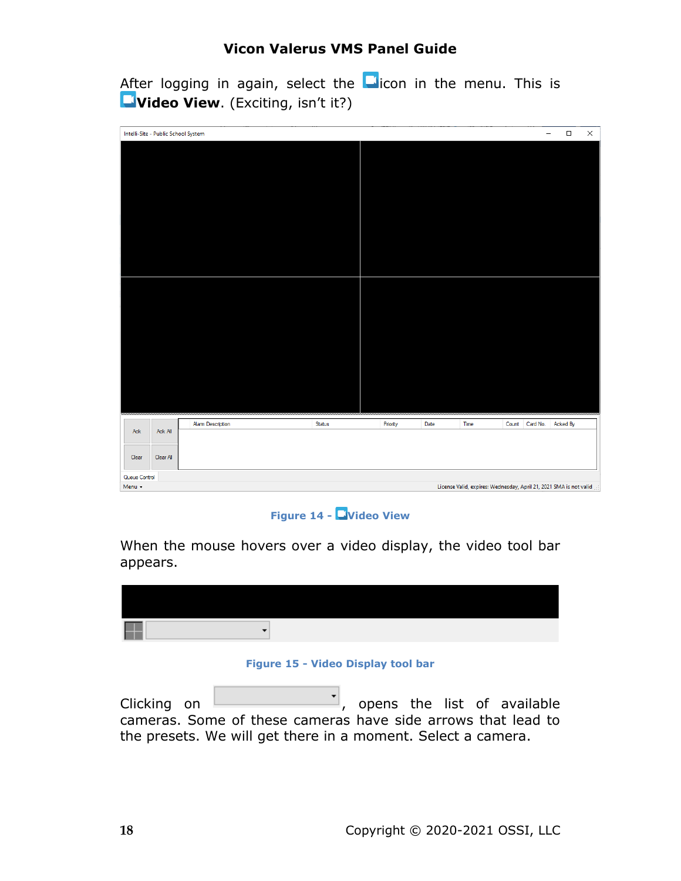After logging in again, select the icon in the menu. This is **Video View**. (Exciting, isn't it?)

**Figure 14 - Video View**

When the mouse hovers over a video display, the video tool bar appears.

**Figure 15 - Video Display tool bar**

Clicking on , opens the list of available cameras. Some of these cameras have side arrows that lead to the presets. We will get there in a moment. Select a camera.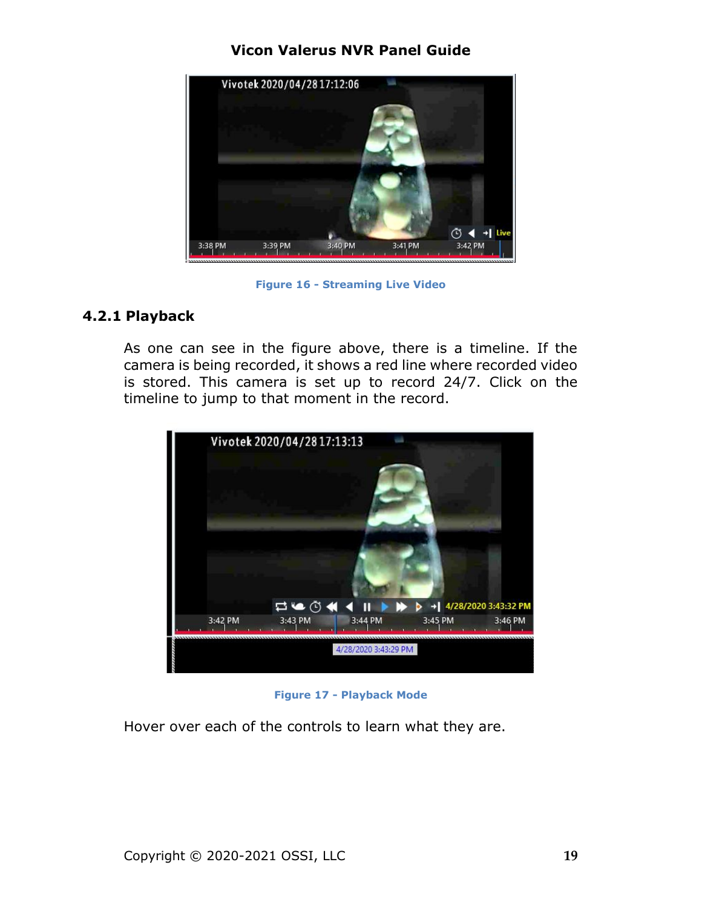Figure 16 - Streaming Live Video

### 4.2.1 Playback

As one can see in the figure above, there is a timeline. If the camera is being recorded, it shows a red line where recorded video is stored. This camera is set up to record 24/7. Click on the timeline to jump to that moment in the record.

Figure 17 - Playback Mode

Hover over each of the controls to learn what they are.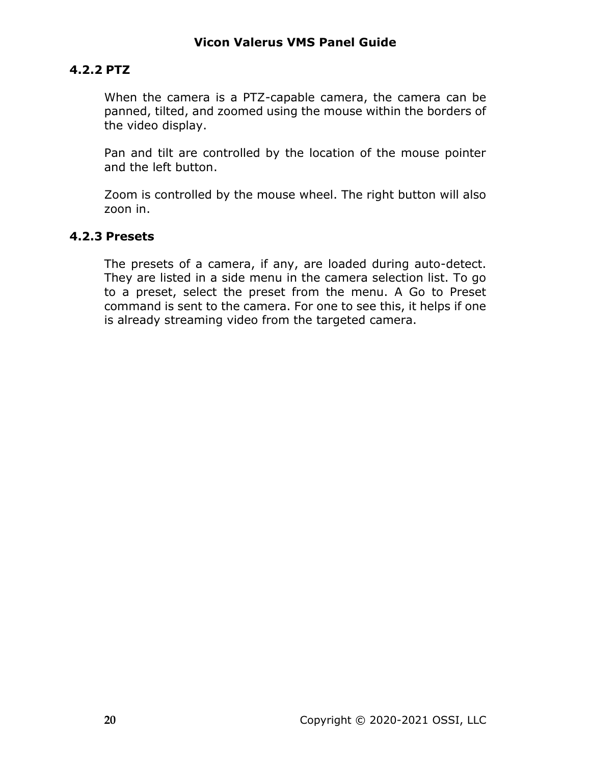### 4.2.2 PTZ

When the camera is a PTZ-capable camera, the camera can be panned, tilted, and zoomed using the mouse within the borders of the video display.

Pan and tilt are controlled by the location of the mouse pointer and the left button.

Zoom is controlled by the mouse wheel. The right button will also zoon in.

### 4.2.3 Presets

The presets of a camera, if any, are loaded during auto-detect. They are listed in a side menu in the camera selection list. To go to a preset, select the preset from the menu. A Go to Preset command is sent to the camera. For one to see this, it helps if one is already streaming video from the targeted camera.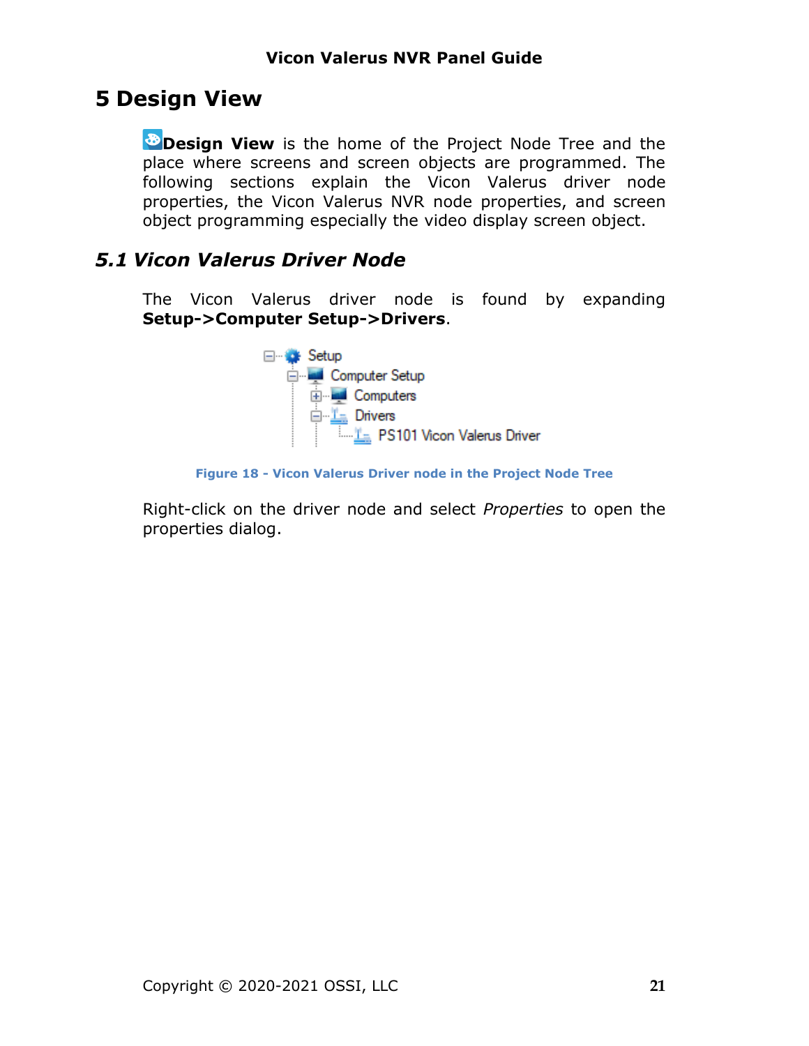# 5 Design View

**Design View** is the home of the Project Node Tree and the place where screens and screen objects are programmed. The following sections explain the Vicon Valerus driver node properties, the Vicon Valerus NVR node properties, and screen object programming especially the video display screen object.

## *5.1 Vicon Valerus Driver Node*

The Vicon Valerus driver node is found by expanding **Setup->Computer Setup->Drivers**.

Figure 18 - Vicon Valerus Driver node in the Project Node Tree

Right-click on the driver node and select *Properties* to open the properties dialog.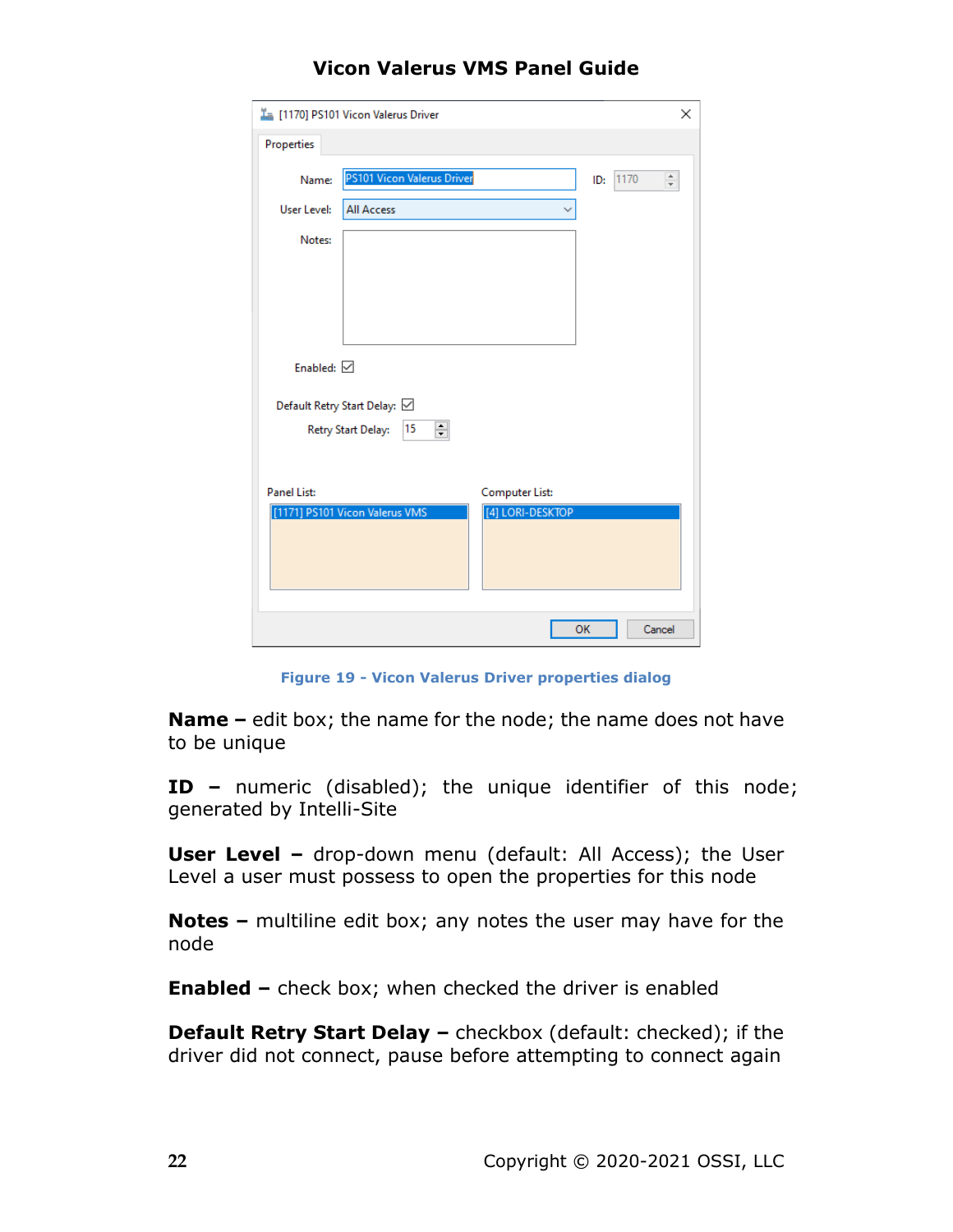Figure 19 - Vicon Valerus Driver properties dialog

**Name –** edit box; the name for the node; the name does not have to be unique

**ID –** numeric (disabled); the unique identifier of this node; generated by Intelli-Site

**User Level –** drop-down menu (default: All Access); the User Level a user must possess to open the properties for this node

**Notes –** multiline edit box; any notes the user may have for the node

**Enabled –** check box; when checked the driver is enabled

**Default Retry Start Delay –** checkbox (default: checked); if the driver did not connect, pause before attempting to connect again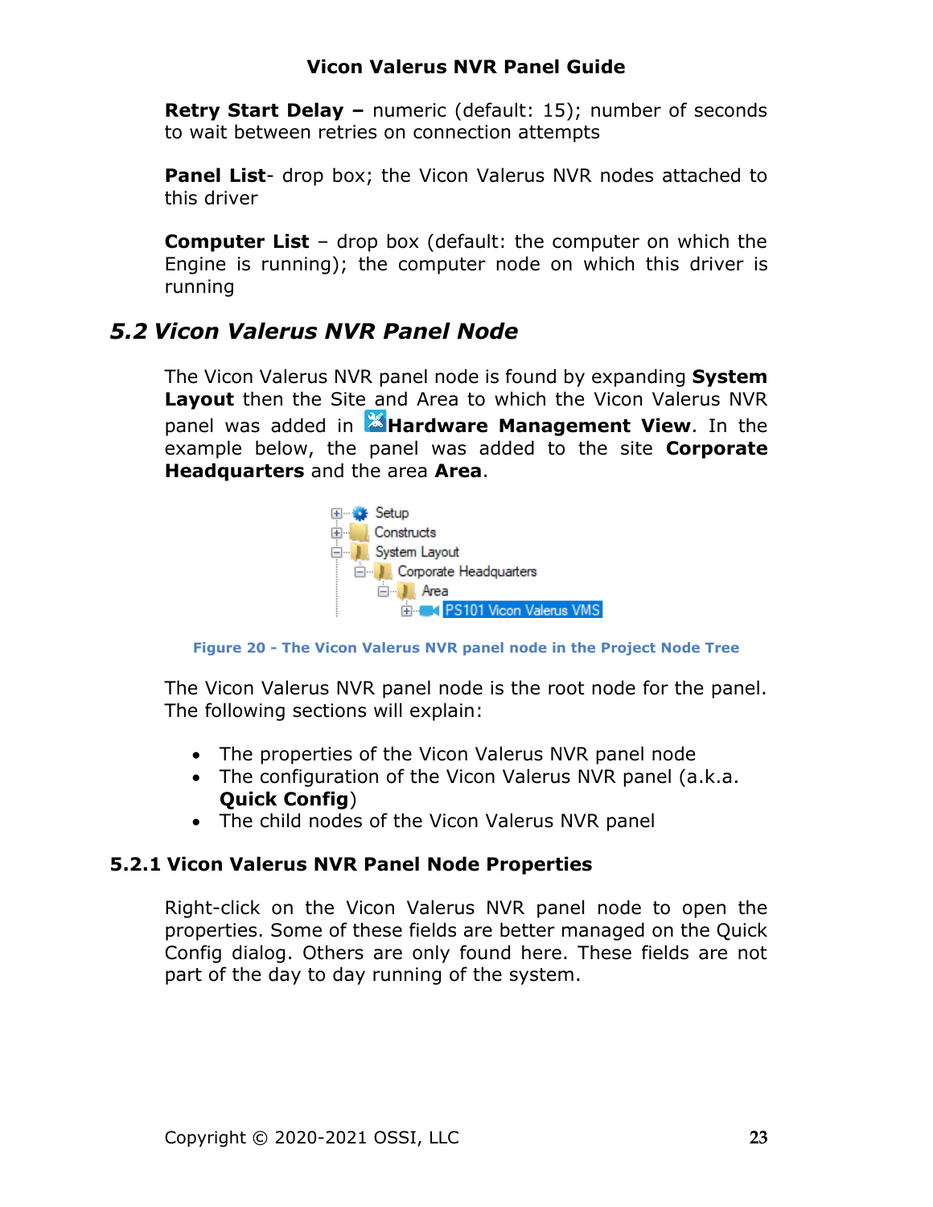**Retry Start Delay –** numeric (default: 15); number of seconds to wait between retries on connection attempts

**Panel List**- drop box; the Vicon Valerus NVR nodes attached to this driver

**Computer List** – drop box (default: the computer on which the Engine is running); the computer node on which this driver is running

## *5.2 Vicon Valerus NVR Panel Node*

The Vicon Valerus NVR panel node is found by expanding **System Layout** then the Site and Area to which the Vicon Valerus NVR panel was added in **Hardware Management View**. In the example below, the panel was added to the site **Corporate Headquarters** and the area **Area**.

Figure 20 - The Vicon Valerus NVR panel node in the Project Node Tree

The Vicon Valerus NVR panel node is the root node for the panel. The following sections will explain:

- The properties of the Vicon Valerus NVR panel node
- The configuration of the Vicon Valerus NVR panel (a.k.a. **Quick Config**)
- The child nodes of the Vicon Valerus NVR panel

### 5.2.1 Vicon Valerus NVR Panel Node Properties

Right-click on the Vicon Valerus NVR panel node to open the properties. Some of these fields are better managed on the Quick Config dialog. Others are only found here. These fields are not part of the day to day running of the system.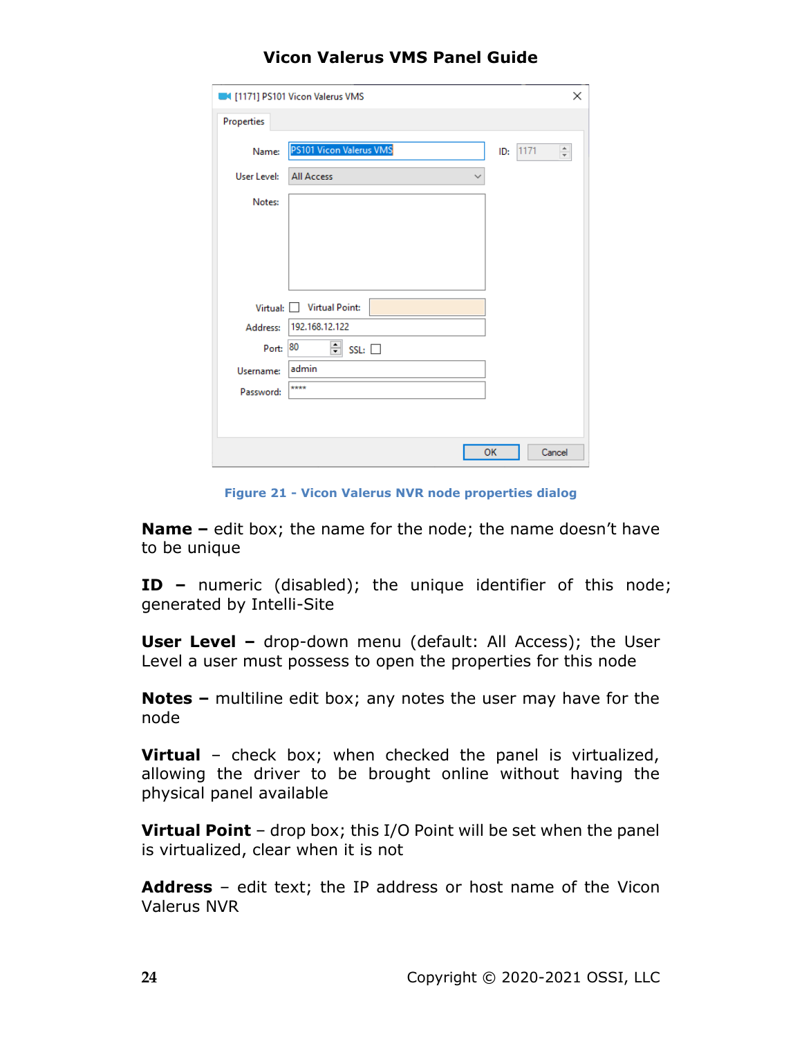Figure 21 - Vicon Valerus NVR node properties dialog

**Name –** edit box; the name for the node; the name doesn't have to be unique

**ID –** numeric (disabled); the unique identifier of this node; generated by Intelli-Site

**User Level –** drop-down menu (default: All Access); the User Level a user must possess to open the properties for this node

**Notes –** multiline edit box; any notes the user may have for the node

**Virtual** – check box; when checked the panel is virtualized, allowing the driver to be brought online without having the physical panel available

**Virtual Point** – drop box; this I/O Point will be set when the panel is virtualized, clear when it is not

**Address** – edit text; the IP address or host name of the Vicon Valerus NVR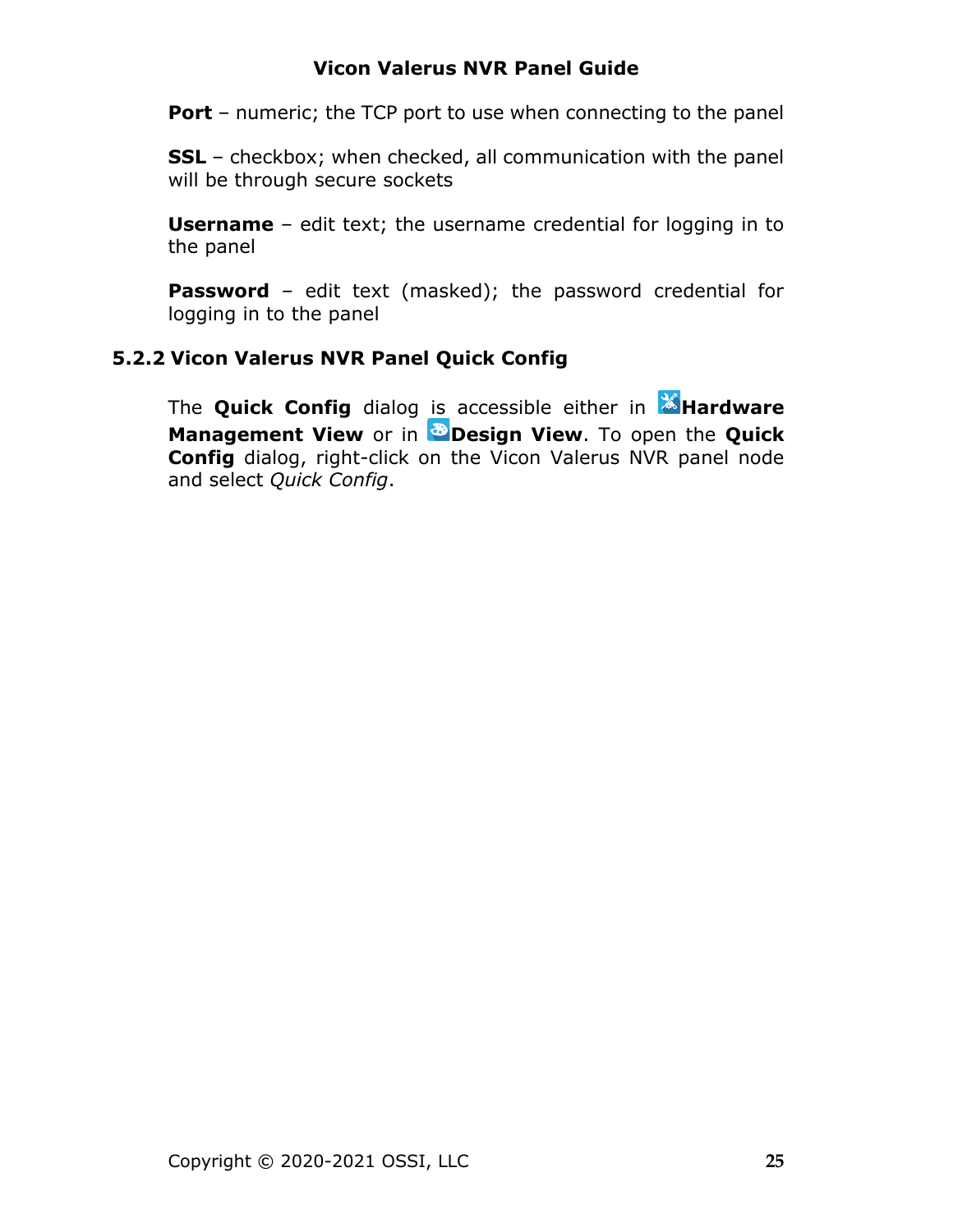**Port** – numeric; the TCP port to use when connecting to the panel

**SSL** – checkbox; when checked, all communication with the panel will be through secure sockets

**Username** – edit text; the username credential for logging in to the panel

**Password** – edit text (masked); the password credential for logging in to the panel

### 5.2.2 Vicon Valerus NVR Panel Quick Config

The **Quick Config** dialog is accessible either in **Hardware Management View** or in **Design View**. To open the **Quick Config** dialog, right-click on the Vicon Valerus NVR panel node and select *Quick Config*.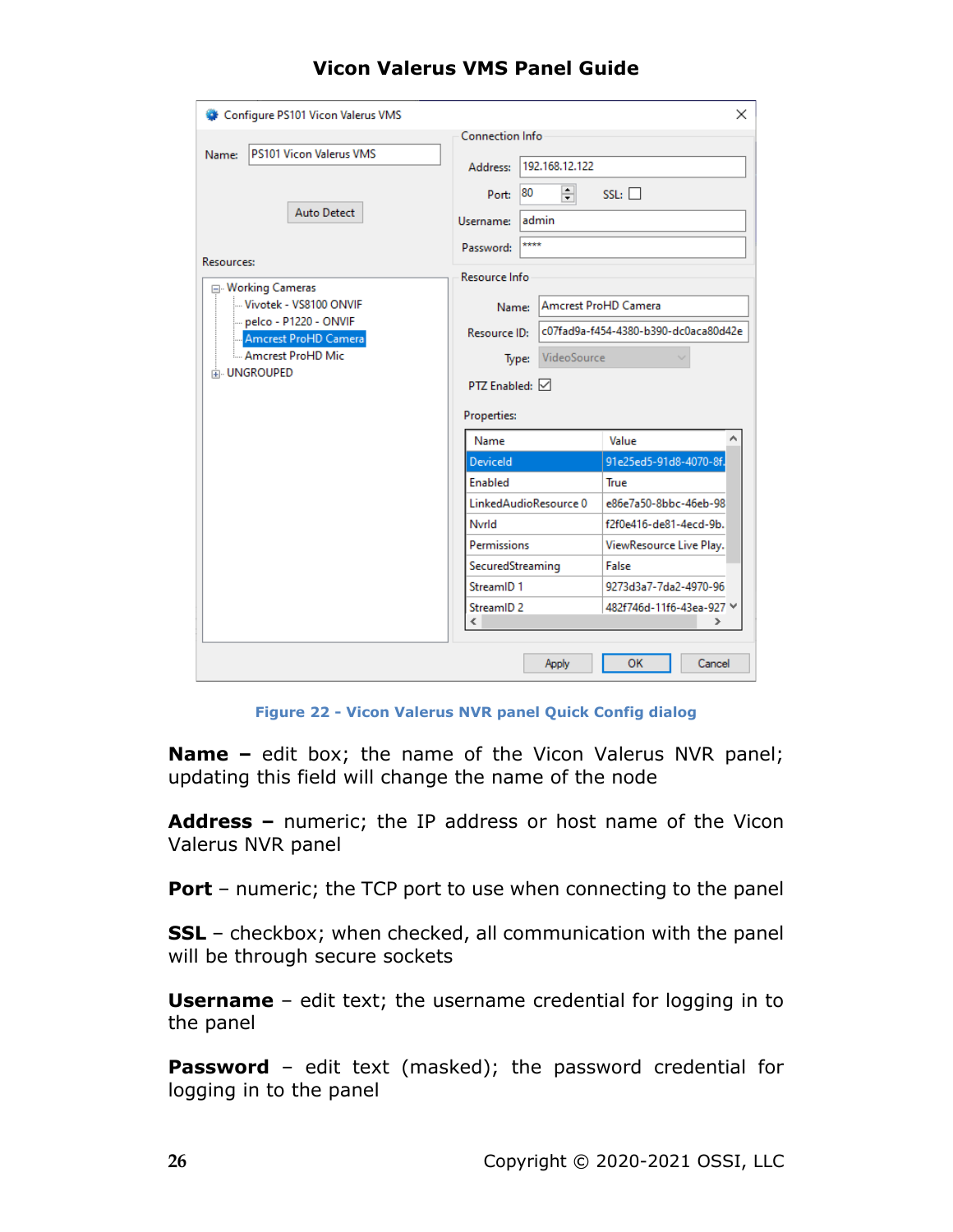Figure 22 - Vicon Valerus NVR panel Quick Config dialog

**Name –** edit box; the name of the Vicon Valerus NVR panel; updating this field will change the name of the node

**Address –** numeric; the IP address or host name of the Vicon Valerus NVR panel

**Port** – numeric; the TCP port to use when connecting to the panel

**SSL** – checkbox; when checked, all communication with the panel will be through secure sockets

**Username** – edit text; the username credential for logging in to the panel

**Password** – edit text (masked); the password credential for logging in to the panel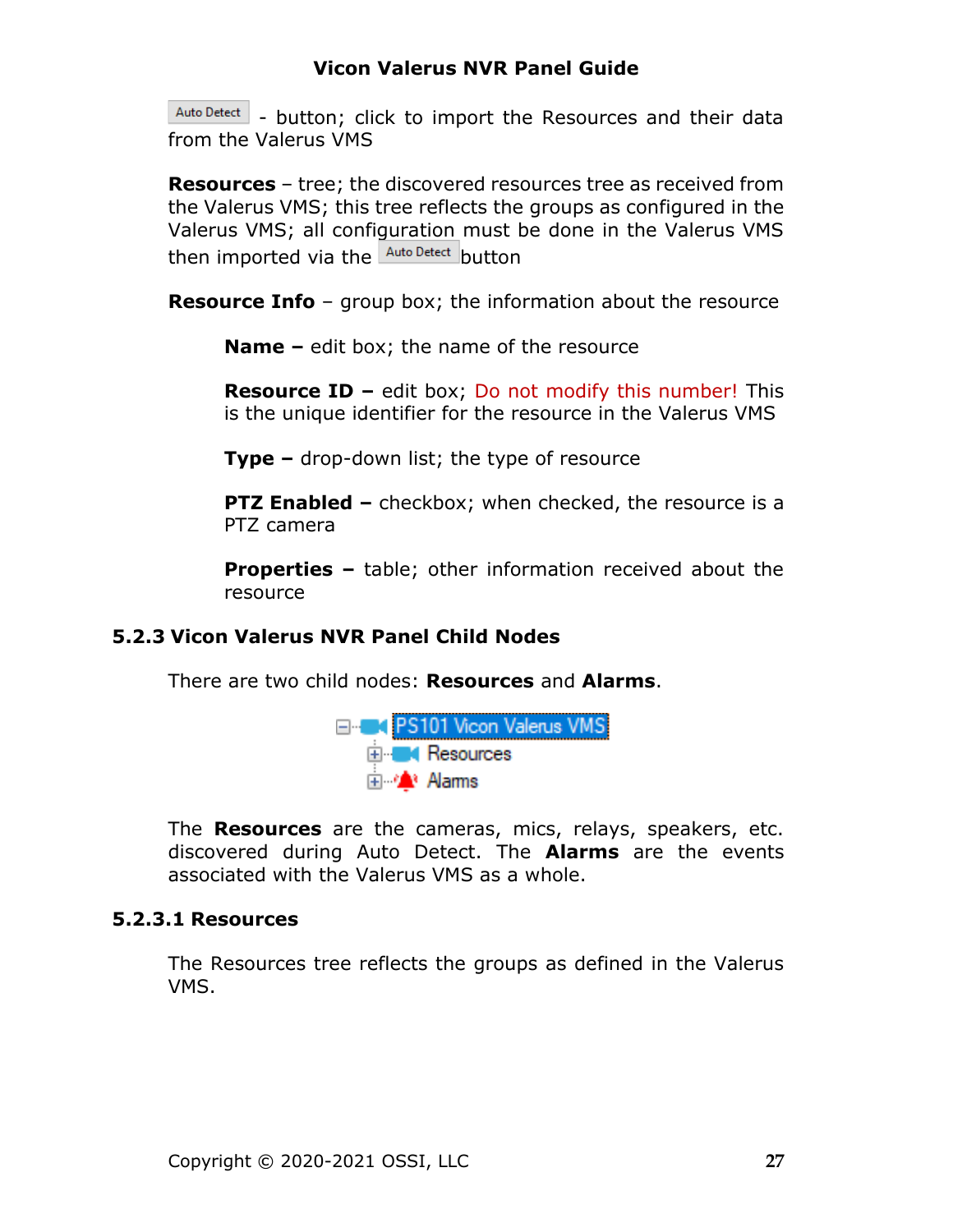Auto Detect - button; click to import the Resources and their data from the Valerus VMS

**Resources** – tree; the discovered resources tree as received from the Valerus VMS; this tree reflects the groups as configured in the Valerus VMS; all configuration must be done in the Valerus VMS then imported via the Auto Detect button

**Resource Info** – group box; the information about the resource

**Name –** edit box; the name of the resource

**Resource ID –** edit box; Do not modify this number! This is the unique identifier for the resource in the Valerus VMS

**Type –** drop-down list; the type of resource

**PTZ Enabled –** checkbox; when checked, the resource is a PTZ camera

**Properties –** table; other information received about the resource

### 5.2.3 Vicon Valerus NVR Panel Child Nodes

There are two child nodes: **Resources** and **Alarms**.

PS101 Vicon Valerus VMS
- Resources
- Alarms

The **Resources** are the cameras, mics, relays, speakers, etc. discovered during Auto Detect. The **Alarms** are the events associated with the Valerus VMS as a whole.

#### 5.2.3.1 Resources

The Resources tree reflects the groups as defined in the Valerus VMS.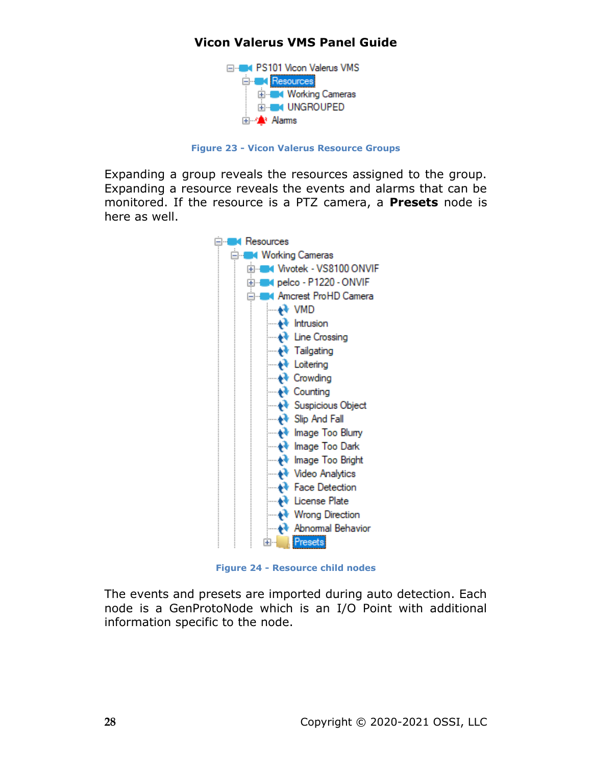Figure 23 - Vicon Valerus Resource Groups

Expanding a group reveals the resources assigned to the group. Expanding a resource reveals the events and alarms that can be monitored. If the resource is a PTZ camera, a **Presets** node is here as well.

Figure 24 - Resource child nodes

The events and presets are imported during auto detection. Each node is a GenProtoNode which is an I/O Point with additional information specific to the node.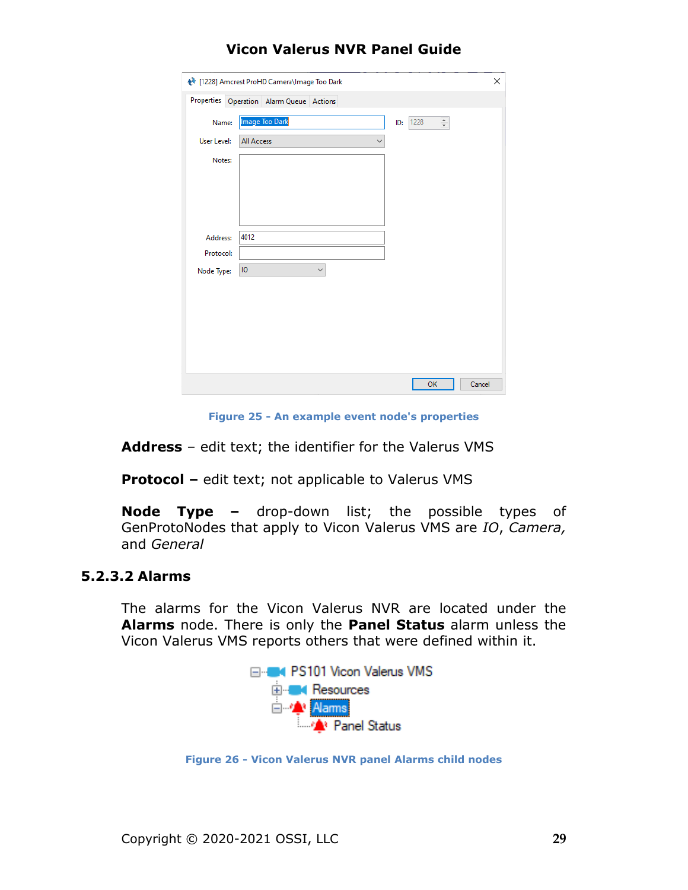Figure 25 - An example event node's properties

**Address** – edit text; the identifier for the Valerus VMS

**Protocol –** edit text; not applicable to Valerus VMS

**Node Type –** drop-down list; the possible types of GenProtoNodes that apply to Vicon Valerus VMS are *IO*, *Camera,* and *General*

### 5.2.3.2 Alarms

The alarms for the Vicon Valerus NVR are located under the **Alarms** node. There is only the **Panel Status** alarm unless the Vicon Valerus VMS reports others that were defined within it.

Figure 26 - Vicon Valerus NVR panel Alarms child nodes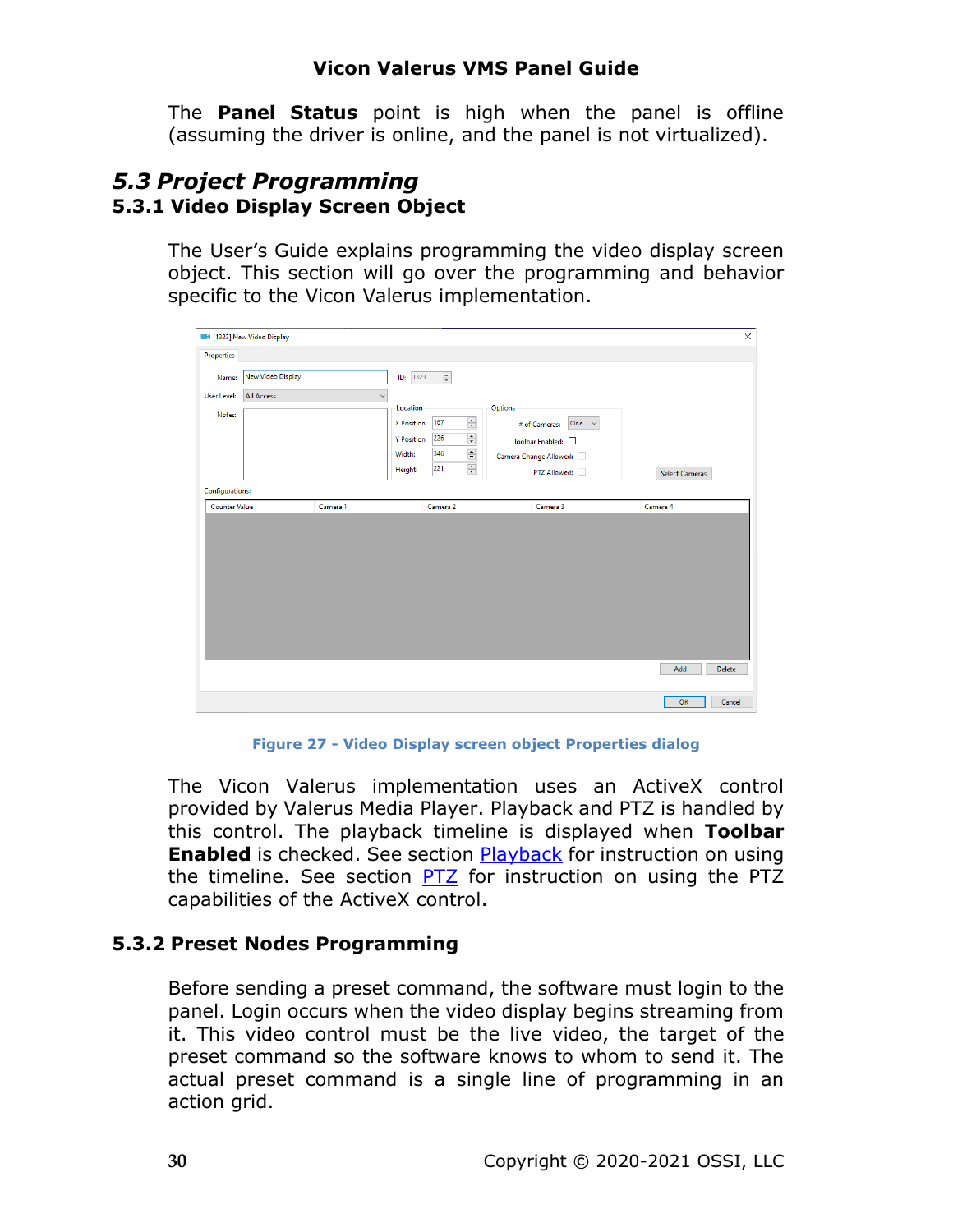The **Panel Status** point is high when the panel is offline (assuming the driver is online, and the panel is not virtualized).

## *5.3 Project Programming*

### 5.3.1 Video Display Screen Object

The User's Guide explains programming the video display screen object. This section will go over the programming and behavior specific to the Vicon Valerus implementation.

**Figure 27 - Video Display screen object Properties dialog**

The Vicon Valerus implementation uses an ActiveX control provided by Valerus Media Player. Playback and PTZ is handled by this control. The playback timeline is displayed when **Toolbar Enabled** is checked. See section Playback for instruction on using the timeline. See section PTZ for instruction on using the PTZ capabilities of the ActiveX control.

### 5.3.2 Preset Nodes Programming

Before sending a preset command, the software must login to the panel. Login occurs when the video display begins streaming from it. This video control must be the live video, the target of the preset command so the software knows to whom to send it. The actual preset command is a single line of programming in an action grid.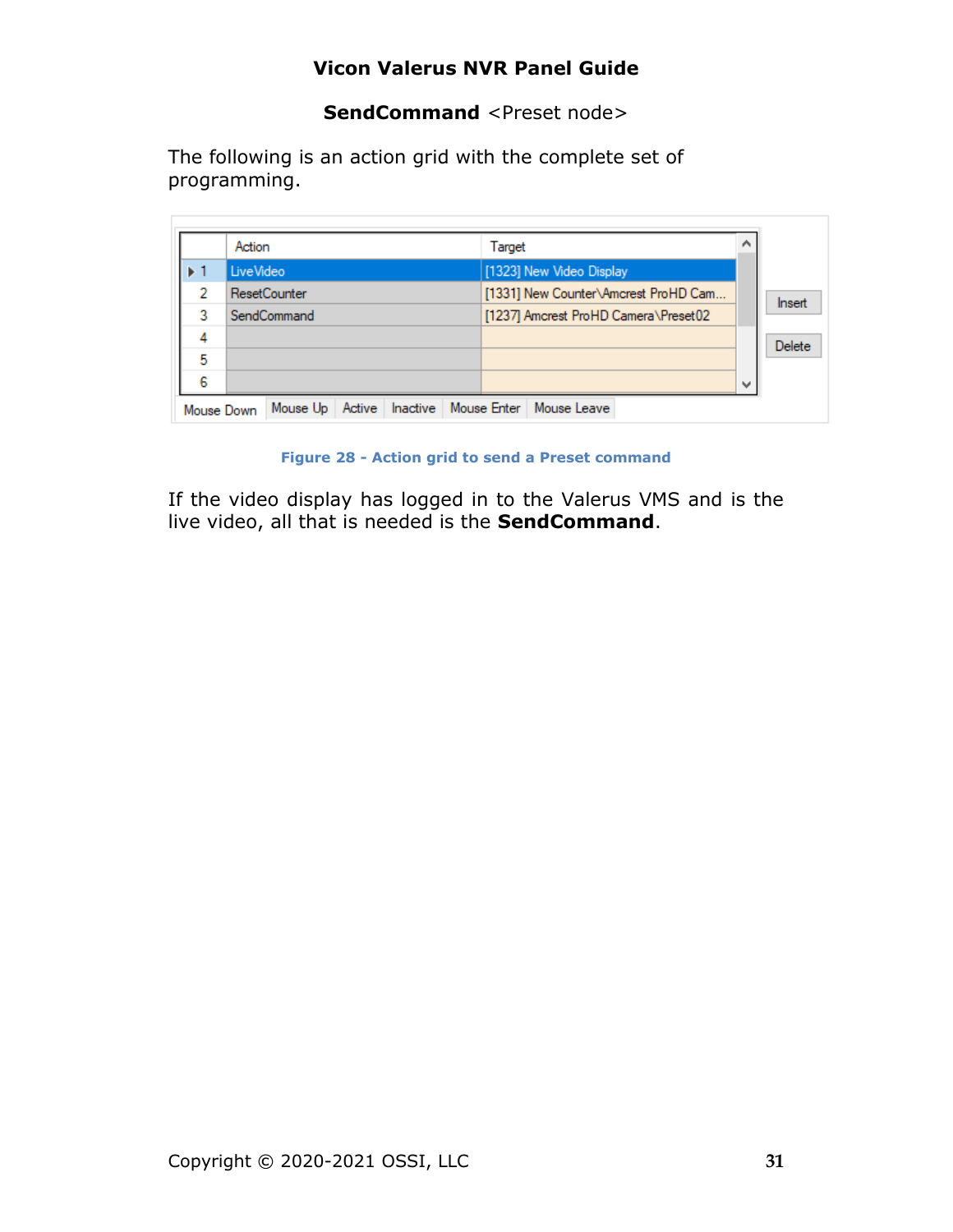**SendCommand** <Preset node>

The following is an action grid with the complete set of programming.

| | Action | Target |
|---|---|---|
| 1 | LiveVideo | [1323] New Video Display |
| 2 | ResetCounter | [1331] New Counter\Amcrest ProHD Cam... |
| 3 | SendCommand | [1237] Amcrest ProHD Camera\Preset02 |
| 4 | | |
| 5 | | |
| 6 | | |

Mouse Down | Mouse Up | Active | Inactive | Mouse Enter | Mouse Leave

Insert

Delete

**Figure 28 - Action grid to send a Preset command**

If the video display has logged in to the Valerus VMS and is the live video, all that is needed is the **SendCommand**.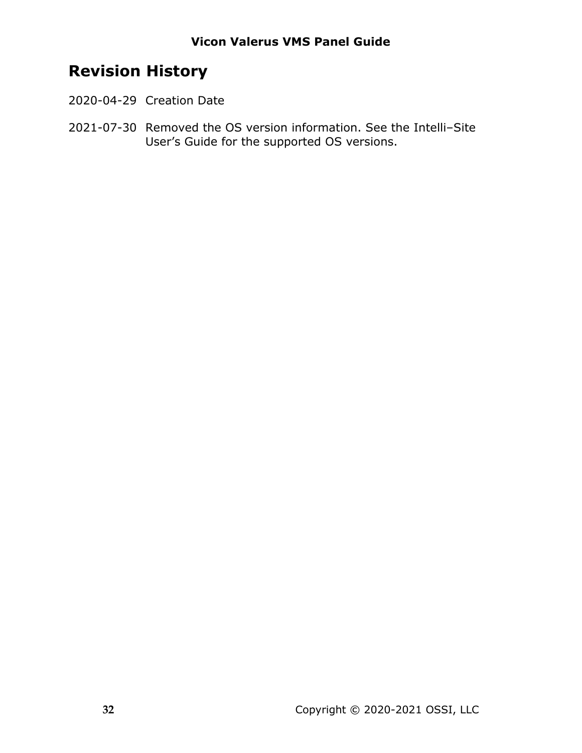# Revision History

| | |
|---|---|
| 2020-04-29 | Creation Date |
| 2021-07-30 | Removed the OS version information. See the Intelli–Site User’s Guide for the supported OS versions. |